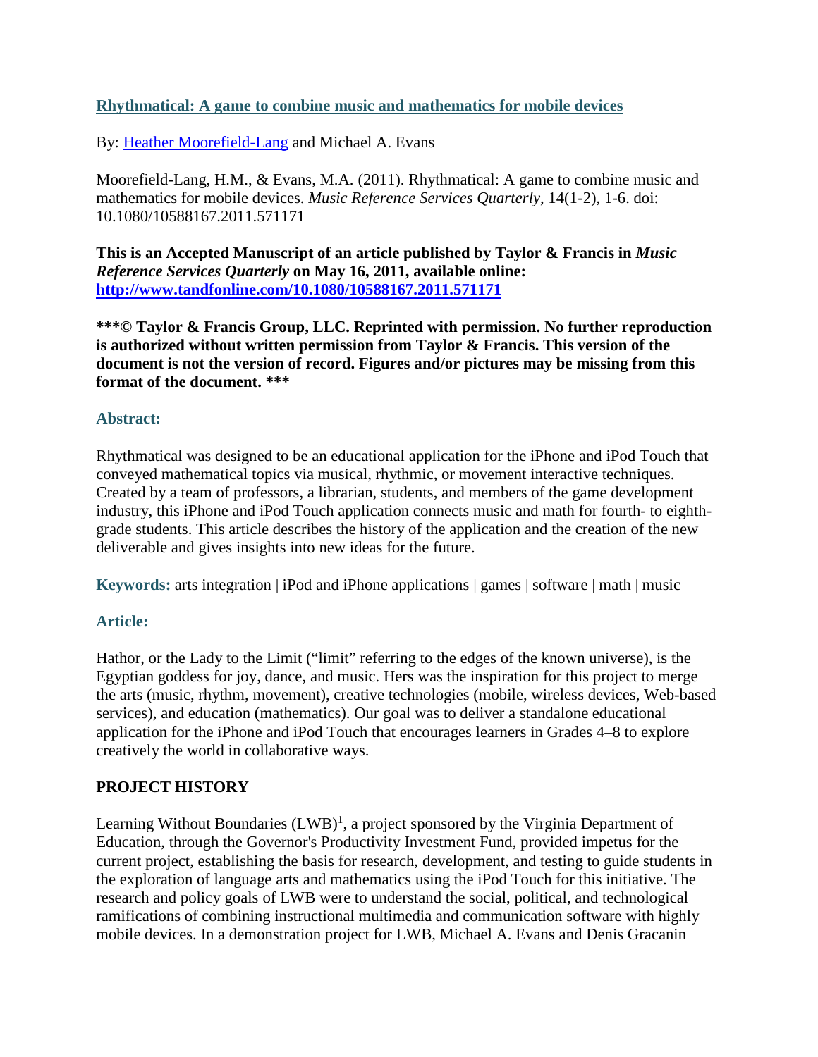# [Rhythmatical: A game to combine music and mathematics for mobile devices](#)

By: [Heather Moorefield-Lang](#) and Michael A. Evans

Moorefield-Lang, H.M., & Evans, M.A. (2011). Rhythmatical: A game to combine music and mathematics for mobile devices. *Music Reference Services Quarterly*, 14(1-2), 1-6. doi: 10.1080/10588167.2011.571171

**This is an Accepted Manuscript of an article published by Taylor & Francis in *Music Reference Services Quarterly* on May 16, 2011, available online: [http://www.tandfonline.com/10.1080/10588167.2011.571171](http://www.tandfonline.com/10.1080/10588167.2011.571171)**

**\*\*\*© Taylor & Francis Group, LLC. Reprinted with permission. No further reproduction is authorized without written permission from Taylor & Francis. This version of the document is not the version of record. Figures and/or pictures may be missing from this format of the document. \*\*\***

### Abstract:

Rhythmatical was designed to be an educational application for the iPhone and iPod Touch that conveyed mathematical topics via musical, rhythmic, or movement interactive techniques. Created by a team of professors, a librarian, students, and members of the game development industry, this iPhone and iPod Touch application connects music and math for fourth- to eighth-grade students. This article describes the history of the application and the creation of the new deliverable and gives insights into new ideas for the future.

**Keywords:** arts integration | iPod and iPhone applications | games | software | math | music

### Article:

Hathor, or the Lady to the Limit ("limit" referring to the edges of the known universe), is the Egyptian goddess for joy, dance, and music. Hers was the inspiration for this project to merge the arts (music, rhythm, movement), creative technologies (mobile, wireless devices, Web-based services), and education (mathematics). Our goal was to deliver a standalone educational application for the iPhone and iPod Touch that encourages learners in Grades 4–8 to explore creatively the world in collaborative ways.

## PROJECT HISTORY

Learning Without Boundaries (LWB)[1], a project sponsored by the Virginia Department of Education, through the Governor's Productivity Investment Fund, provided impetus for the current project, establishing the basis for research, development, and testing to guide students in the exploration of language arts and mathematics using the iPod Touch for this initiative. The research and policy goals of LWB were to understand the social, political, and technological ramifications of combining instructional multimedia and communication software with highly mobile devices. In a demonstration project for LWB, Michael A. Evans and Denis Gracanin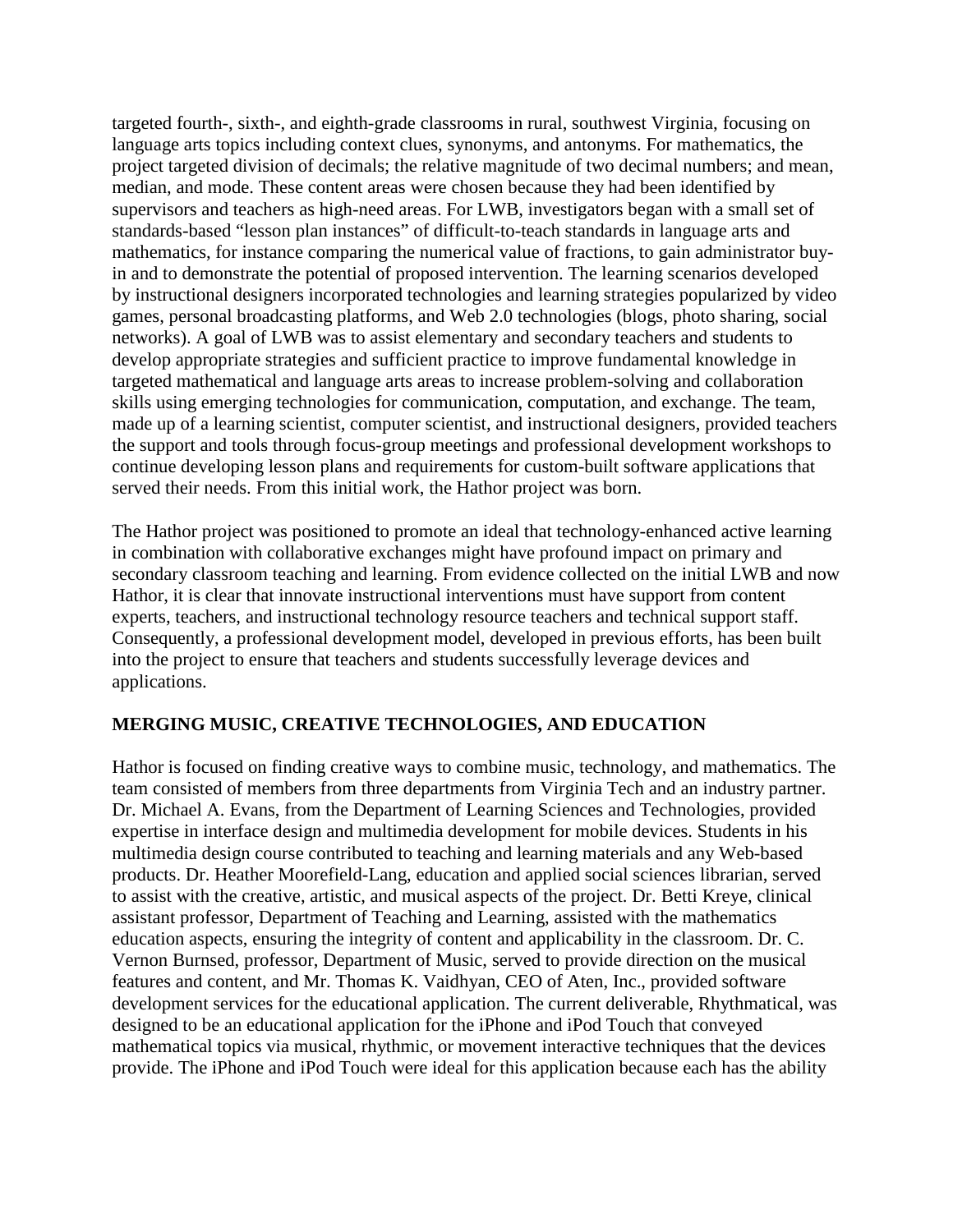targeted fourth-, sixth-, and eighth-grade classrooms in rural, southwest Virginia, focusing on language arts topics including context clues, synonyms, and antonyms. For mathematics, the project targeted division of decimals; the relative magnitude of two decimal numbers; and mean, median, and mode. These content areas were chosen because they had been identified by supervisors and teachers as high-need areas. For LWB, investigators began with a small set of standards-based "lesson plan instances" of difficult-to-teach standards in language arts and mathematics, for instance comparing the numerical value of fractions, to gain administrator buy-in and to demonstrate the potential of proposed intervention. The learning scenarios developed by instructional designers incorporated technologies and learning strategies popularized by video games, personal broadcasting platforms, and Web 2.0 technologies (blogs, photo sharing, social networks). A goal of LWB was to assist elementary and secondary teachers and students to develop appropriate strategies and sufficient practice to improve fundamental knowledge in targeted mathematical and language arts areas to increase problem-solving and collaboration skills using emerging technologies for communication, computation, and exchange. The team, made up of a learning scientist, computer scientist, and instructional designers, provided teachers the support and tools through focus-group meetings and professional development workshops to continue developing lesson plans and requirements for custom-built software applications that served their needs. From this initial work, the Hathor project was born.

The Hathor project was positioned to promote an ideal that technology-enhanced active learning in combination with collaborative exchanges might have profound impact on primary and secondary classroom teaching and learning. From evidence collected on the initial LWB and now Hathor, it is clear that innovate instructional interventions must have support from content experts, teachers, and instructional technology resource teachers and technical support staff. Consequently, a professional development model, developed in previous efforts, has been built into the project to ensure that teachers and students successfully leverage devices and applications.

## MERGING MUSIC, CREATIVE TECHNOLOGIES, AND EDUCATION

Hathor is focused on finding creative ways to combine music, technology, and mathematics. The team consisted of members from three departments from Virginia Tech and an industry partner. Dr. Michael A. Evans, from the Department of Learning Sciences and Technologies, provided expertise in interface design and multimedia development for mobile devices. Students in his multimedia design course contributed to teaching and learning materials and any Web-based products. Dr. Heather Moorefield-Lang, education and applied social sciences librarian, served to assist with the creative, artistic, and musical aspects of the project. Dr. Betti Kreye, clinical assistant professor, Department of Teaching and Learning, assisted with the mathematics education aspects, ensuring the integrity of content and applicability in the classroom. Dr. C. Vernon Burnsed, professor, Department of Music, served to provide direction on the musical features and content, and Mr. Thomas K. Vaidhyan, CEO of Aten, Inc., provided software development services for the educational application. The current deliverable, Rhythmatical, was designed to be an educational application for the iPhone and iPod Touch that conveyed mathematical topics via musical, rhythmic, or movement interactive techniques that the devices provide. The iPhone and iPod Touch were ideal for this application because each has the ability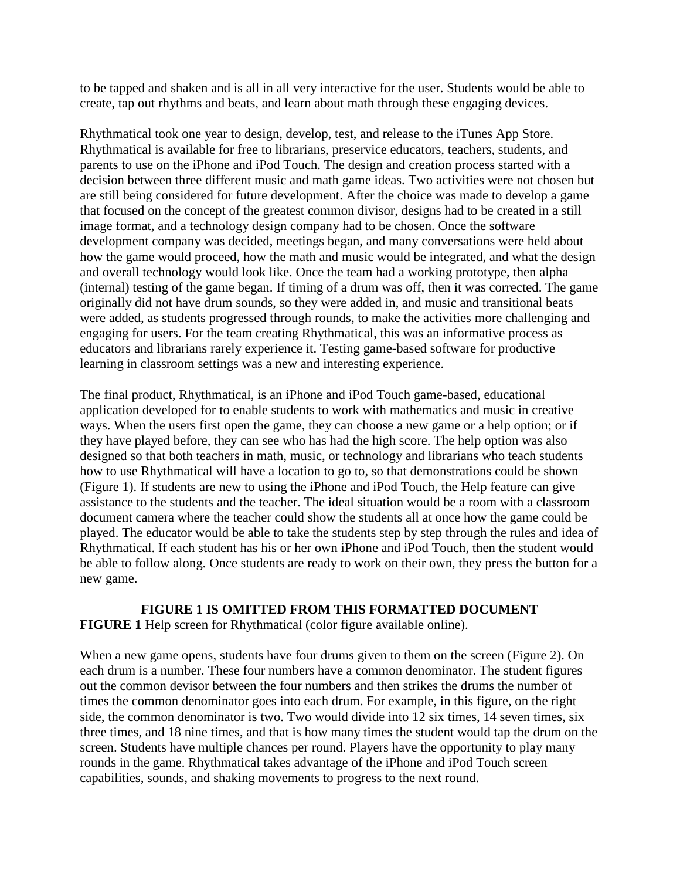to be tapped and shaken and is all in all very interactive for the user. Students would be able to create, tap out rhythms and beats, and learn about math through these engaging devices.

Rhythmatical took one year to design, develop, test, and release to the iTunes App Store. Rhythmatical is available for free to librarians, preservice educators, teachers, students, and parents to use on the iPhone and iPod Touch. The design and creation process started with a decision between three different music and math game ideas. Two activities were not chosen but are still being considered for future development. After the choice was made to develop a game that focused on the concept of the greatest common divisor, designs had to be created in a still image format, and a technology design company had to be chosen. Once the software development company was decided, meetings began, and many conversations were held about how the game would proceed, how the math and music would be integrated, and what the design and overall technology would look like. Once the team had a working prototype, then alpha (internal) testing of the game began. If timing of a drum was off, then it was corrected. The game originally did not have drum sounds, so they were added in, and music and transitional beats were added, as students progressed through rounds, to make the activities more challenging and engaging for users. For the team creating Rhythmatical, this was an informative process as educators and librarians rarely experience it. Testing game-based software for productive learning in classroom settings was a new and interesting experience.

The final product, Rhythmatical, is an iPhone and iPod Touch game-based, educational application developed for to enable students to work with mathematics and music in creative ways. When the users first open the game, they can choose a new game or a help option; or if they have played before, they can see who has had the high score. The help option was also designed so that both teachers in math, music, or technology and librarians who teach students how to use Rhythmatical will have a location to go to, so that demonstrations could be shown (Figure 1). If students are new to using the iPhone and iPod Touch, the Help feature can give assistance to the students and the teacher. The ideal situation would be a room with a classroom document camera where the teacher could show the students all at once how the game could be played. The educator would be able to take the students step by step through the rules and idea of Rhythmatical. If each student has his or her own iPhone and iPod Touch, then the student would be able to follow along. Once students are ready to work on their own, they press the button for a new game.

**FIGURE 1 IS OMITTED FROM THIS FORMATTED DOCUMENT**

**FIGURE 1** Help screen for Rhythmatical (color figure available online).

When a new game opens, students have four drums given to them on the screen (Figure 2). On each drum is a number. These four numbers have a common denominator. The student figures out the common devisor between the four numbers and then strikes the drums the number of times the common denominator goes into each drum. For example, in this figure, on the right side, the common denominator is two. Two would divide into 12 six times, 14 seven times, six three times, and 18 nine times, and that is how many times the student would tap the drum on the screen. Students have multiple chances per round. Players have the opportunity to play many rounds in the game. Rhythmatical takes advantage of the iPhone and iPod Touch screen capabilities, sounds, and shaking movements to progress to the next round.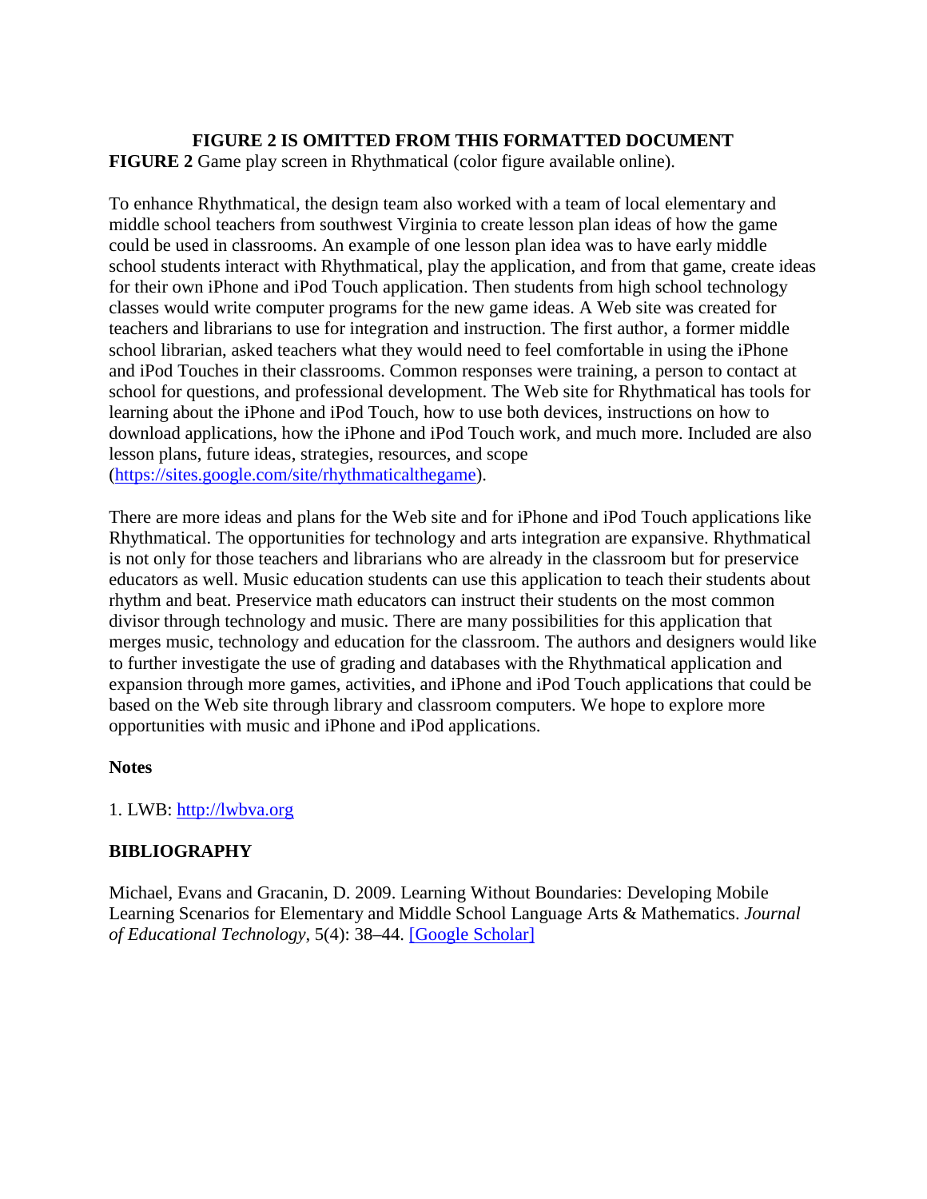**FIGURE 2 IS OMITTED FROM THIS FORMATTED DOCUMENT**

**FIGURE 2** Game play screen in Rhythmatical (color figure available online).

To enhance Rhythmatical, the design team also worked with a team of local elementary and middle school teachers from southwest Virginia to create lesson plan ideas of how the game could be used in classrooms. An example of one lesson plan idea was to have early middle school students interact with Rhythmatical, play the application, and from that game, create ideas for their own iPhone and iPod Touch application. Then students from high school technology classes would write computer programs for the new game ideas. A Web site was created for teachers and librarians to use for integration and instruction. The first author, a former middle school librarian, asked teachers what they would need to feel comfortable in using the iPhone and iPod Touches in their classrooms. Common responses were training, a person to contact at school for questions, and professional development. The Web site for Rhythmatical has tools for learning about the iPhone and iPod Touch, how to use both devices, instructions on how to download applications, how the iPhone and iPod Touch work, and much more. Included are also lesson plans, future ideas, strategies, resources, and scope (https://sites.google.com/site/rhythmaticalthegame).

There are more ideas and plans for the Web site and for iPhone and iPod Touch applications like Rhythmatical. The opportunities for technology and arts integration are expansive. Rhythmatical is not only for those teachers and librarians who are already in the classroom but for preservice educators as well. Music education students can use this application to teach their students about rhythm and beat. Preservice math educators can instruct their students on the most common divisor through technology and music. There are many possibilities for this application that merges music, technology and education for the classroom. The authors and designers would like to further investigate the use of grading and databases with the Rhythmatical application and expansion through more games, activities, and iPhone and iPod Touch applications that could be based on the Web site through library and classroom computers. We hope to explore more opportunities with music and iPhone and iPod applications.

**Notes**

1. LWB: http://lwbva.org

## BIBLIOGRAPHY

Michael, Evans and Gracanin, D. 2009. Learning Without Boundaries: Developing Mobile Learning Scenarios for Elementary and Middle School Language Arts & Mathematics. *Journal of Educational Technology*, 5(4): 38–44. [Google Scholar]